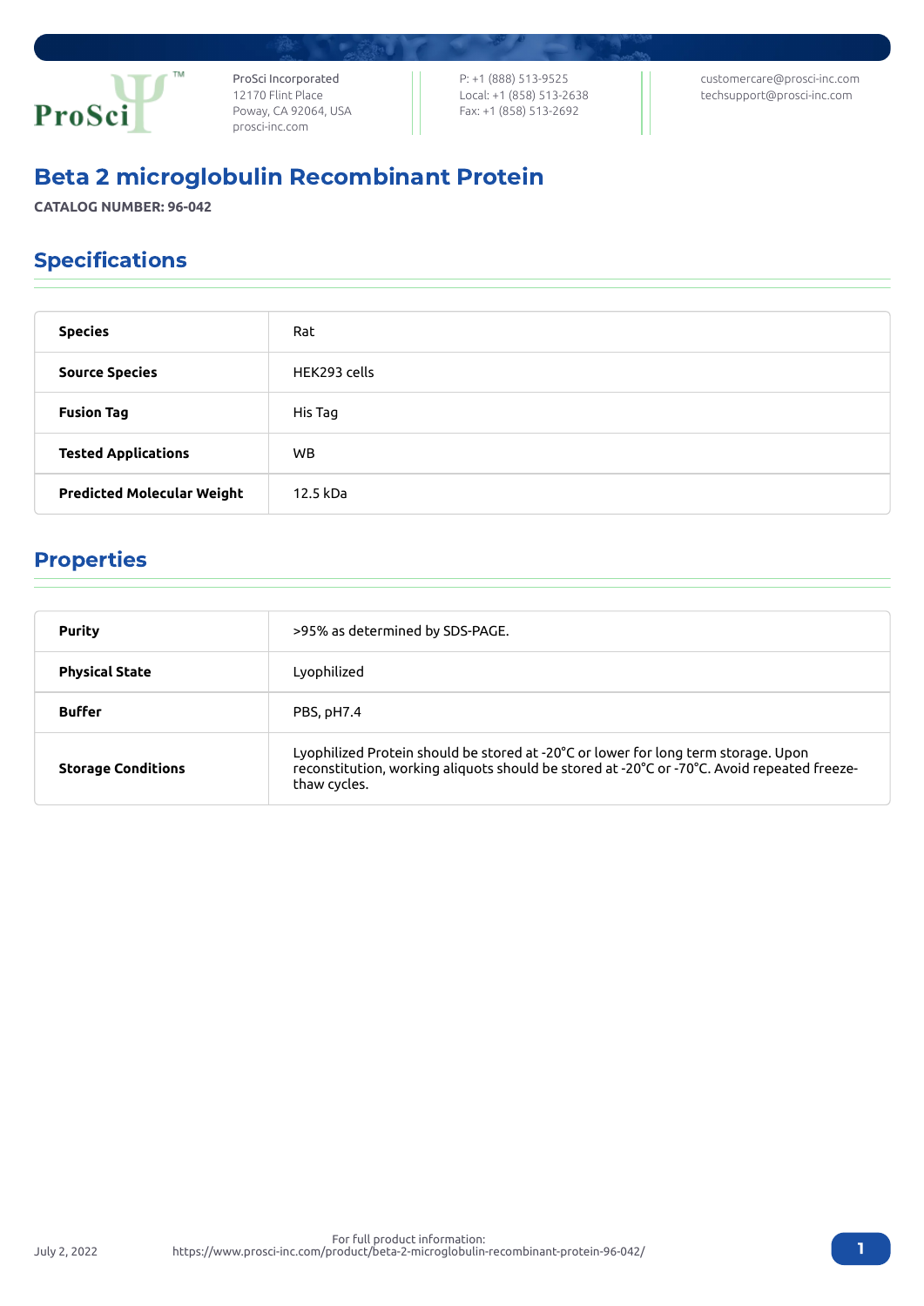ProSci Incorporated
12170 Flint Place
Poway, CA 92064, USA
prosci-inc.com

P: +1 (888) 513-9525
Local: +1 (858) 513-2638
Fax: +1 (858) 513-2692

customercare@prosci-inc.com
techsupport@prosci-inc.com

# Beta 2 microglobulin Recombinant Protein

**CATALOG NUMBER: 96-042**

## Specifications

| | |
|---|---|
| **Species** | Rat |
| **Source Species** | HEK293 cells |
| **Fusion Tag** | His Tag |
| **Tested Applications** | WB |
| **Predicted Molecular Weight** | 12.5 kDa |

## Properties

| | |
|---|---|
| **Purity** | >95% as determined by SDS-PAGE. |
| **Physical State** | Lyophilized |
| **Buffer** | PBS, pH7.4 |
| **Storage Conditions** | Lyophilized Protein should be stored at -20°C or lower for long term storage. Upon reconstitution, working aliquots should be stored at -20°C or -70°C. Avoid repeated freeze-thaw cycles. |

July 2, 2022

For full product information:
https://www.prosci-inc.com/product/beta-2-microglobulin-recombinant-protein-96-042/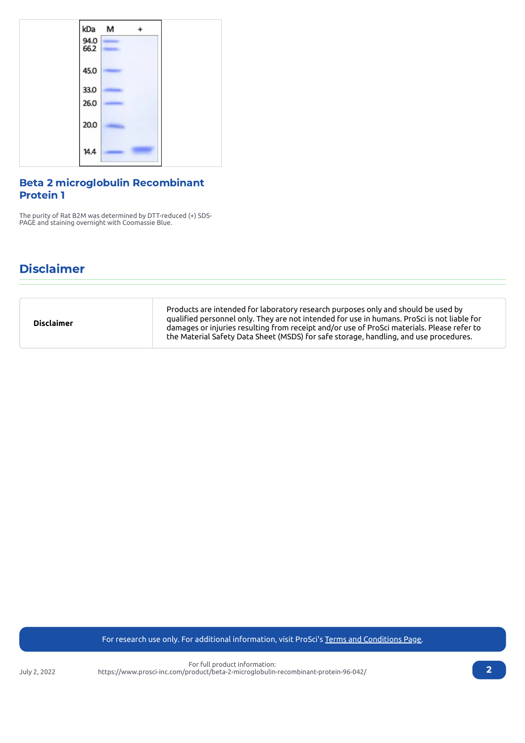kDa M +

94.0

66.2

45.0

33.0

26.0

20.0

14.4

## Beta 2 microglobulin Recombinant Protein 1

The purity of Rat B2M was determined by DTT-reduced (+) SDS-PAGE and staining overnight with Coomassie Blue.

## Disclaimer

| | |
|---|---|
| **Disclaimer** | Products are intended for laboratory research purposes only and should be used by qualified personnel only. They are not intended for use in humans. ProSci is not liable for damages or injuries resulting from receipt and/or use of ProSci materials. Please refer to the Material Safety Data Sheet (MSDS) for safe storage, handling, and use procedures. |

For research use only. For additional information, visit ProSci's Terms and Conditions Page.

July 2, 2022

For full product information:
https://www.prosci-inc.com/product/beta-2-microglobulin-recombinant-protein-96-042/